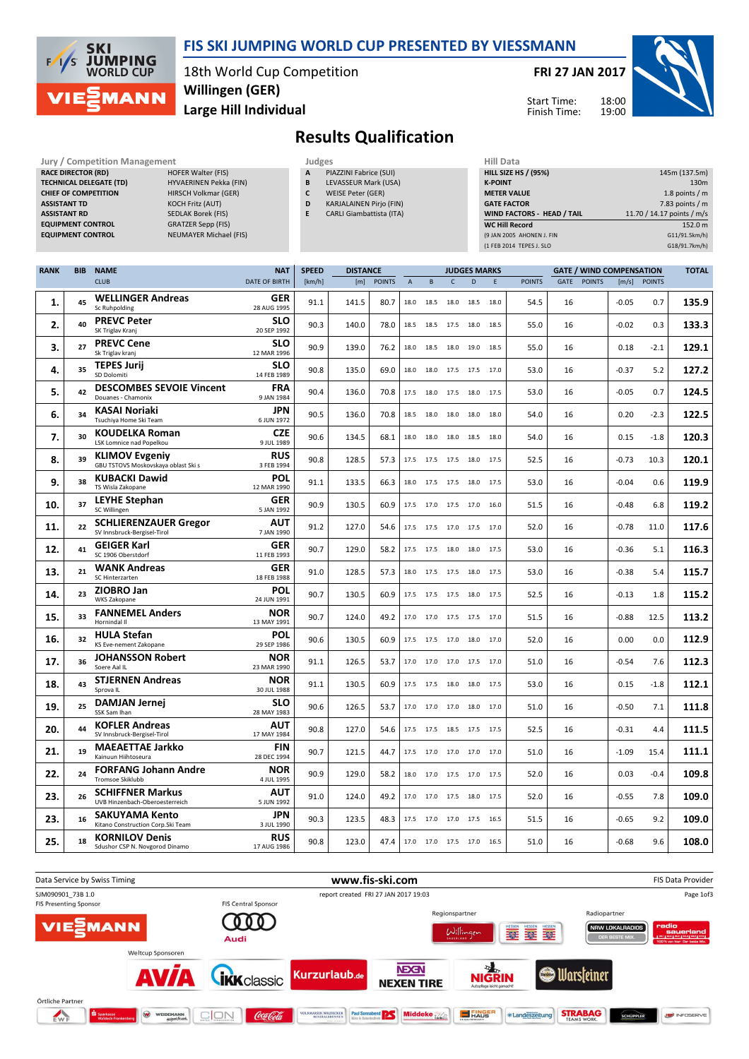# FIS SKI JUMPING WORLD CUP PRESENTED BY VIESSMANN

18th World Cup Competition
**Willingen (GER)**
**Large Hill Individual**

**FRI 27 JAN 2017**

Start Time: 18:00
Finish Time: 19:00

## Results Qualification

**Jury / Competition Management**

| | |
|---|---|
| RACE DIRECTOR (RD) | HOFER Walter (FIS) |
| TECHNICAL DELEGATE (TD) | HYVAERINEN Pekka (FIN) |
| CHIEF OF COMPETITION | HIRSCH Volkmar (GER) |
| ASSISTANT TD | KOCH Fritz (AUT) |
| ASSISTANT RD | SEDLAK Borek (FIS) |
| EQUIPMENT CONTROL | GRATZER Sepp (FIS) |
| EQUIPMENT CONTROL | NEUMAYER Michael (FIS) |

**Judges**

| | |
|---|---|
| A | PIAZZINI Fabrice (SUI) |
| B | LEVASSEUR Mark (USA) |
| C | WEISE Peter (GER) |
| D | KARJALAINEN Pirjo (FIN) |
| E | CARLI Giambattista (ITA) |

**Hill Data**

| | |
|---|---|
| HILL SIZE HS / (95%) | 145m (137.5m) |
| K-POINT | 130m |
| METER VALUE | 1.8 points / m |
| GATE FACTOR | 7.83 points / m |
| WIND FACTORS - HEAD / TAIL | 11.70 / 14.17 points / m/s |
| WC Hill Record | 152.0 m |
| (9 JAN 2005 AHONEN J. FIN | G11/91.5km/h) |
| (1 FEB 2014 TEPES J. SLO | G18/91.7km/h) |

| RANK | BIB | NAME / CLUB | NAT / DATE OF BIRTH | SPEED [km/h] | DISTANCE [m] | DISTANCE POINTS | A | B | C | D | E | JUDGES POINTS | GATE | GATE POINTS | WIND [m/s] | WIND POINTS | TOTAL |
|---|---|---|---|---|---|---|---|---|---|---|---|---|---|---|---|---|---|
| 1. | 45 | **WELLINGER Andreas** Sc Ruhpolding | GER 28 AUG 1995 | 91.1 | 141.5 | 80.7 | 18.0 | 18.5 | 18.0 | 18.5 | 18.0 | 54.5 | 16 | | -0.05 | 0.7 | 135.9 |
| 2. | 40 | **PREVC Peter** SK Triglav Kranj | SLO 20 SEP 1992 | 90.3 | 140.0 | 78.0 | 18.5 | 18.5 | 17.5 | 18.0 | 18.5 | 55.0 | 16 | | -0.02 | 0.3 | 133.3 |
| 3. | 27 | **PREVC Cene** Sk Triglav kranj | SLO 12 MAR 1996 | 90.9 | 139.0 | 76.2 | 18.0 | 18.5 | 18.0 | 19.0 | 18.5 | 55.0 | 16 | | 0.18 | -2.1 | 129.1 |
| 4. | 35 | **TEPES Jurij** SD Dolomiti | SLO 14 FEB 1989 | 90.8 | 135.0 | 69.0 | 18.0 | 18.0 | 17.5 | 17.5 | 17.0 | 53.0 | 16 | | -0.37 | 5.2 | 127.2 |
| 5. | 42 | **DESCOMBES SEVOIE Vincent** Douanes - Chamonix | FRA 9 JAN 1984 | 90.4 | 136.0 | 70.8 | 17.5 | 18.0 | 17.5 | 18.0 | 17.5 | 53.0 | 16 | | -0.05 | 0.7 | 124.5 |
| 6. | 34 | **KASAI Noriaki** Tsuchiya Home Ski Team | JPN 6 JUN 1972 | 90.5 | 136.0 | 70.8 | 18.5 | 18.0 | 18.0 | 18.0 | 18.0 | 54.0 | 16 | | 0.20 | -2.3 | 122.5 |
| 7. | 30 | **KOUDELKA Roman** LSK Lomnice nad Popelkou | CZE 9 JUL 1989 | 90.6 | 134.5 | 68.1 | 18.0 | 18.0 | 18.0 | 18.5 | 18.0 | 54.0 | 16 | | 0.15 | -1.8 | 120.3 |
| 8. | 39 | **KLIMOV Evgeniy** GBU TSTOVS Moskovskaya oblast Ski s | RUS 3 FEB 1994 | 90.8 | 128.5 | 57.3 | 17.5 | 17.5 | 17.5 | 18.0 | 17.5 | 52.5 | 16 | | -0.73 | 10.3 | 120.1 |
| 9. | 38 | **KUBACKI Dawid** TS Wisla Zakopane | POL 12 MAR 1990 | 91.1 | 133.5 | 66.3 | 18.0 | 17.5 | 17.5 | 18.0 | 17.5 | 53.0 | 16 | | -0.04 | 0.6 | 119.9 |
| 10. | 37 | **LEYHE Stephan** SC Willingen | GER 5 JAN 1992 | 90.9 | 130.5 | 60.9 | 17.5 | 17.0 | 17.5 | 17.0 | 16.0 | 51.5 | 16 | | -0.48 | 6.8 | 119.2 |
| 11. | 22 | **SCHLIERENZAUER Gregor** SV Innsbruck-Bergisel-Tirol | AUT 7 JAN 1990 | 91.2 | 127.0 | 54.6 | 17.5 | 17.5 | 17.0 | 17.5 | 17.0 | 52.0 | 16 | | -0.78 | 11.0 | 117.6 |
| 12. | 41 | **GEIGER Karl** SC 1906 Oberstdorf | GER 11 FEB 1993 | 90.7 | 129.0 | 58.2 | 17.5 | 17.5 | 18.0 | 18.0 | 17.5 | 53.0 | 16 | | -0.36 | 5.1 | 116.3 |
| 13. | 21 | **WANK Andreas** SC Hinterzarten | GER 18 FEB 1988 | 91.0 | 128.5 | 57.3 | 18.0 | 17.5 | 17.5 | 18.0 | 17.5 | 53.0 | 16 | | -0.38 | 5.4 | 115.7 |
| 14. | 23 | **ZIOBRO Jan** WKS Zakopane | POL 24 JUN 1991 | 90.7 | 130.5 | 60.9 | 17.5 | 17.5 | 17.5 | 18.0 | 17.5 | 52.5 | 16 | | -0.13 | 1.8 | 115.2 |
| 15. | 33 | **FANNEMEL Anders** Hornindal Il | NOR 13 MAY 1991 | 90.7 | 124.0 | 49.2 | 17.0 | 17.0 | 17.5 | 17.5 | 17.0 | 51.5 | 16 | | -0.88 | 12.5 | 113.2 |
| 16. | 32 | **HULA Stefan** KS Eve-nement Zakopane | POL 29 SEP 1986 | 90.6 | 130.5 | 60.9 | 17.5 | 17.5 | 17.0 | 18.0 | 17.0 | 52.0 | 16 | | 0.00 | 0.0 | 112.9 |
| 17. | 36 | **JOHANSSON Robert** Soere Aal IL | NOR 23 MAR 1990 | 91.1 | 126.5 | 53.7 | 17.0 | 17.0 | 17.0 | 17.5 | 17.0 | 51.0 | 16 | | -0.54 | 7.6 | 112.3 |
| 18. | 43 | **STJERNEN Andreas** Sprova IL | NOR 30 JUL 1988 | 91.1 | 130.5 | 60.9 | 17.5 | 17.5 | 18.0 | 18.0 | 17.5 | 53.0 | 16 | | 0.15 | -1.8 | 112.1 |
| 19. | 25 | **DAMJAN Jernej** SSK Sam Ihan | SLO 28 MAY 1983 | 90.6 | 126.5 | 53.7 | 17.0 | 17.0 | 17.0 | 18.0 | 17.0 | 51.0 | 16 | | -0.50 | 7.1 | 111.8 |
| 20. | 44 | **KOFLER Andreas** SV Innsbruck-Bergisel-Tirol | AUT 17 MAY 1984 | 90.8 | 127.0 | 54.6 | 17.5 | 17.5 | 18.5 | 17.5 | 17.5 | 52.5 | 16 | | -0.31 | 4.4 | 111.5 |
| 21. | 19 | **MAEAETTAE Jarkko** Kainuun Hiihtoseura | FIN 28 DEC 1994 | 90.7 | 121.5 | 44.7 | 17.5 | 17.0 | 17.0 | 17.0 | 17.0 | 51.0 | 16 | | -1.09 | 15.4 | 111.1 |
| 22. | 24 | **FORFANG Johann Andre** Tromsoe Skiklubb | NOR 4 JUL 1995 | 90.9 | 129.0 | 58.2 | 18.0 | 17.0 | 17.5 | 17.0 | 17.5 | 52.0 | 16 | | 0.03 | -0.4 | 109.8 |
| 23. | 26 | **SCHIFFNER Markus** UVB Hinzenbach-Oberoesterreich | AUT 5 JUN 1992 | 91.0 | 124.0 | 49.2 | 17.0 | 17.0 | 17.5 | 18.0 | 17.5 | 52.0 | 16 | | -0.55 | 7.8 | 109.0 |
| 23. | 16 | **SAKUYAMA Kento** Kitano Construction Corp.Ski Team | JPN 3 JUL 1990 | 90.3 | 123.5 | 48.3 | 17.5 | 17.0 | 17.0 | 17.5 | 16.5 | 51.5 | 16 | | -0.65 | 9.2 | 109.0 |
| 25. | 18 | **KORNILOV Denis** Sdushor CSP N. Novgorod Dinamo | RUS 17 AUG 1986 | 90.8 | 123.0 | 47.4 | 17.0 | 17.0 | 17.5 | 17.0 | 16.5 | 51.0 | 16 | | -0.68 | 9.6 | 108.0 |

Data Service by Swiss Timing — www.fis-ski.com — FIS Data Provider

SJM090901_73B 1.0 — report created FRI 27 JAN 2017 19:03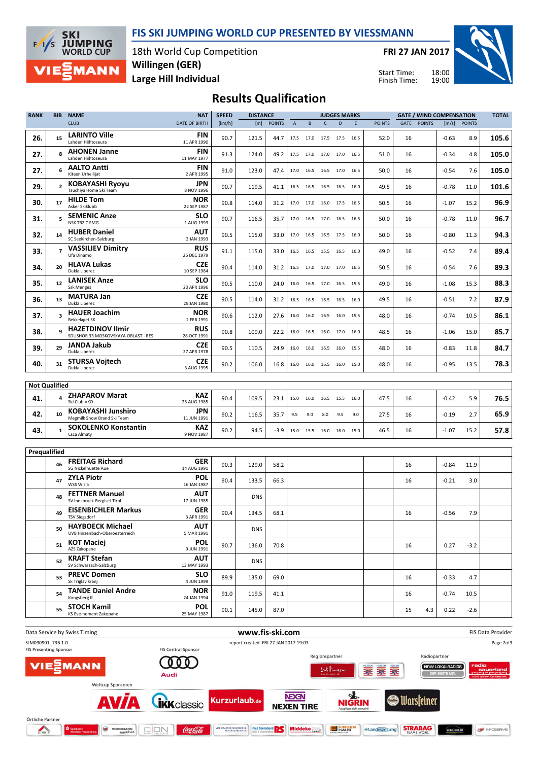# FIS SKI JUMPING WORLD CUP PRESENTED BY VIESSMANN

18th World Cup Competition
**Willingen (GER)**
**Large Hill Individual**

**FRI 27 JAN 2017**

Start Time: 18:00
Finish Time: 19:00

## Results Qualification

| RANK | BIB | NAME / CLUB | NAT / DATE OF BIRTH | SPEED [km/h] | DISTANCE [m] | DISTANCE POINTS | A | B | C | D | E | JUDGES POINTS | GATE | GATE POINTS | WIND [m/s] | WIND POINTS | TOTAL |
|---|---|---|---|---|---|---|---|---|---|---|---|---|---|---|---|---|---|
| 26. | 15 | **LARINTO Ville** Lahden Hiihtoseura | FIN 11 APR 1990 | 90.7 | 121.5 | 44.7 | 17.5 | 17.0 | 17.5 | 17.5 | 16.5 | 52.0 | 16 | | -0.63 | 8.9 | **105.6** |
| 27. | 8 | **AHONEN Janne** Lahden Hiihtoseura | FIN 11 MAY 1977 | 91.3 | 124.0 | 49.2 | 17.5 | 17.0 | 17.0 | 17.0 | 16.5 | 51.0 | 16 | | -0.34 | 4.8 | **105.0** |
| 27. | 6 | **AALTO Antti** Kiteen Urheilijat | FIN 2 APR 1995 | 91.0 | 123.0 | 47.4 | 17.0 | 16.5 | 16.5 | 17.0 | 16.5 | 50.0 | 16 | | -0.54 | 7.6 | **105.0** |
| 29. | 2 | **KOBAYASHI Ryoyu** Tsuchiya Home Ski Team | JPN 8 NOV 1996 | 90.7 | 119.5 | 41.1 | 16.5 | 16.5 | 16.5 | 16.5 | 16.0 | 49.5 | 16 | | -0.78 | 11.0 | **101.6** |
| 30. | 17 | **HILDE Tom** Asker Skiklubb | NOR 22 SEP 1987 | 90.8 | 114.0 | 31.2 | 17.0 | 17.0 | 16.0 | 17.5 | 16.5 | 50.5 | 16 | | -1.07 | 15.2 | **96.9** |
| 31. | 5 | **SEMENIC Anze** NSK TRZIC FMG | SLO 1 AUG 1993 | 90.7 | 116.5 | 35.7 | 17.0 | 16.5 | 17.0 | 16.5 | 16.5 | 50.0 | 16 | | -0.78 | 11.0 | **96.7** |
| 32. | 14 | **HUBER Daniel** SC Seekirchen-Salzburg | AUT 2 JAN 1993 | 90.5 | 115.0 | 33.0 | 17.0 | 16.5 | 16.5 | 17.5 | 16.0 | 50.0 | 16 | | -0.80 | 11.3 | **94.3** |
| 33. | 7 | **VASSILIEV Dimitry** Ufa Dinamo | RUS 26 DEC 1979 | 91.1 | 115.0 | 33.0 | 16.5 | 16.5 | 15.5 | 16.5 | 16.0 | 49.0 | 16 | | -0.52 | 7.4 | **89.4** |
| 34. | 20 | **HLAVA Lukas** Dukla Liberec | CZE 10 SEP 1984 | 90.4 | 114.0 | 31.2 | 16.5 | 17.0 | 17.0 | 17.0 | 16.5 | 50.5 | 16 | | -0.54 | 7.6 | **89.3** |
| 35. | 12 | **LANISEK Anze** Ssk Menges | SLO 20 APR 1996 | 90.5 | 110.0 | 24.0 | 16.0 | 16.5 | 17.0 | 16.5 | 15.5 | 49.0 | 16 | | -1.08 | 15.3 | **88.3** |
| 36. | 13 | **MATURA Jan** Dukla Liberec | CZE 29 JAN 1980 | 90.5 | 114.0 | 31.2 | 16.5 | 16.5 | 16.5 | 16.5 | 16.0 | 49.5 | 16 | | -0.51 | 7.2 | **87.9** |
| 37. | 3 | **HAUER Joachim** Bekkelaget SK | NOR 2 FEB 1991 | 90.6 | 112.0 | 27.6 | 16.0 | 16.0 | 16.5 | 16.0 | 15.5 | 48.0 | 16 | | -0.74 | 10.5 | **86.1** |
| 38. | 9 | **HAZETDINOV Ilmir** SDUSHOR 33 MOSKOVSKAYA OBLAST - RES | RUS 28 OCT 1991 | 90.8 | 109.0 | 22.2 | 16.0 | 16.5 | 16.0 | 17.0 | 16.0 | 48.5 | 16 | | -1.06 | 15.0 | **85.7** |
| 39. | 29 | **JANDA Jakub** Dukla Liberec | CZE 27 APR 1978 | 90.5 | 110.5 | 24.9 | 16.0 | 16.0 | 16.5 | 16.0 | 15.5 | 48.0 | 16 | | -0.83 | 11.8 | **84.7** |
| 40. | 31 | **STURSA Vojtech** Dukla Liberec | CZE 3 AUG 1995 | 90.2 | 106.0 | 16.8 | 16.0 | 16.0 | 16.5 | 16.0 | 15.0 | 48.0 | 16 | | -0.95 | 13.5 | **78.3** |

**Not Qualified**

| RANK | BIB | NAME / CLUB | NAT / DATE OF BIRTH | SPEED [km/h] | DISTANCE [m] | DISTANCE POINTS | A | B | C | D | E | JUDGES POINTS | GATE | GATE POINTS | WIND [m/s] | WIND POINTS | TOTAL |
|---|---|---|---|---|---|---|---|---|---|---|---|---|---|---|---|---|---|
| 41. | 4 | **ZHAPAROV Marat** Ski Club VKO | KAZ 25 AUG 1985 | 90.4 | 109.5 | 23.1 | 15.0 | 16.0 | 16.5 | 15.5 | 16.0 | 47.5 | 16 | | -0.42 | 5.9 | **76.5** |
| 42. | 10 | **KOBAYASHI Junshiro** Megmilk Snow Brand Ski Team | JPN 11 JUN 1991 | 90.2 | 116.5 | 35.7 | 9.5 | 9.0 | 8.0 | 9.5 | 9.0 | 27.5 | 16 | | -0.19 | 2.7 | **65.9** |
| 43. | 1 | **SOKOLENKO Konstantin** Csca Almaty | KAZ 9 NOV 1987 | 90.2 | 94.5 | -3.9 | 15.0 | 15.5 | 16.0 | 16.0 | 15.0 | 46.5 | 16 | | -1.07 | 15.2 | **57.8** |

**Prequalified**

| RANK | BIB | NAME / CLUB | NAT / DATE OF BIRTH | SPEED [km/h] | DISTANCE [m] | DISTANCE POINTS | A | B | C | D | E | JUDGES POINTS | GATE | GATE POINTS | WIND [m/s] | WIND POINTS | TOTAL |
|---|---|---|---|---|---|---|---|---|---|---|---|---|---|---|---|---|---|
| | 46 | **FREITAG Richard** SG Nickelhuette Aue | GER 14 AUG 1991 | 90.3 | 129.0 | 58.2 | | | | | | | 16 | | -0.84 | 11.9 | |
| | 47 | **ZYLA Piotr** WSS Wisla | POL 16 JAN 1987 | 90.4 | 133.5 | 66.3 | | | | | | | 16 | | -0.21 | 3.0 | |
| | 48 | **FETTNER Manuel** SV Innsbruck-Bergisel-Tirol | AUT 17 JUN 1985 | | DNS | | | | | | | | | | | | |
| | 49 | **EISENBICHLER Markus** TSV Siegsdorf | GER 3 APR 1991 | 90.4 | 134.5 | 68.1 | | | | | | | 16 | | -0.56 | 7.9 | |
| | 50 | **HAYBOECK Michael** UVB Hinzenbach-Oberoesterreich | AUT 5 MAR 1991 | | DNS | | | | | | | | | | | | |
| | 51 | **KOT Maciej** AZS Zakopane | POL 9 JUN 1991 | 90.7 | 136.0 | 70.8 | | | | | | | 16 | | 0.27 | -3.2 | |
| | 52 | **KRAFT Stefan** SV Schwarzach-Salzburg | AUT 13 MAY 1993 | | DNS | | | | | | | | | | | | |
| | 53 | **PREVC Domen** Sk Triglav kranj | SLO 4 JUN 1999 | 89.9 | 135.0 | 69.0 | | | | | | | 16 | | -0.33 | 4.7 | |
| | 54 | **TANDE Daniel Andre** Kongsberg If | NOR 24 JAN 1994 | 91.0 | 119.5 | 41.1 | | | | | | | 16 | | -0.74 | 10.5 | |
| | 55 | **STOCH Kamil** KS Eve-nement Zakopane | POL 25 MAY 1987 | 90.1 | 145.0 | 87.0 | | | | | | | 15 | 4.3 | 0.22 | -2.6 | |

Data Service by Swiss Timing — www.fis-ski.com — FIS Data Provider

SJM090901_73B 1.0 — report created FRI 27 JAN 2017 19:03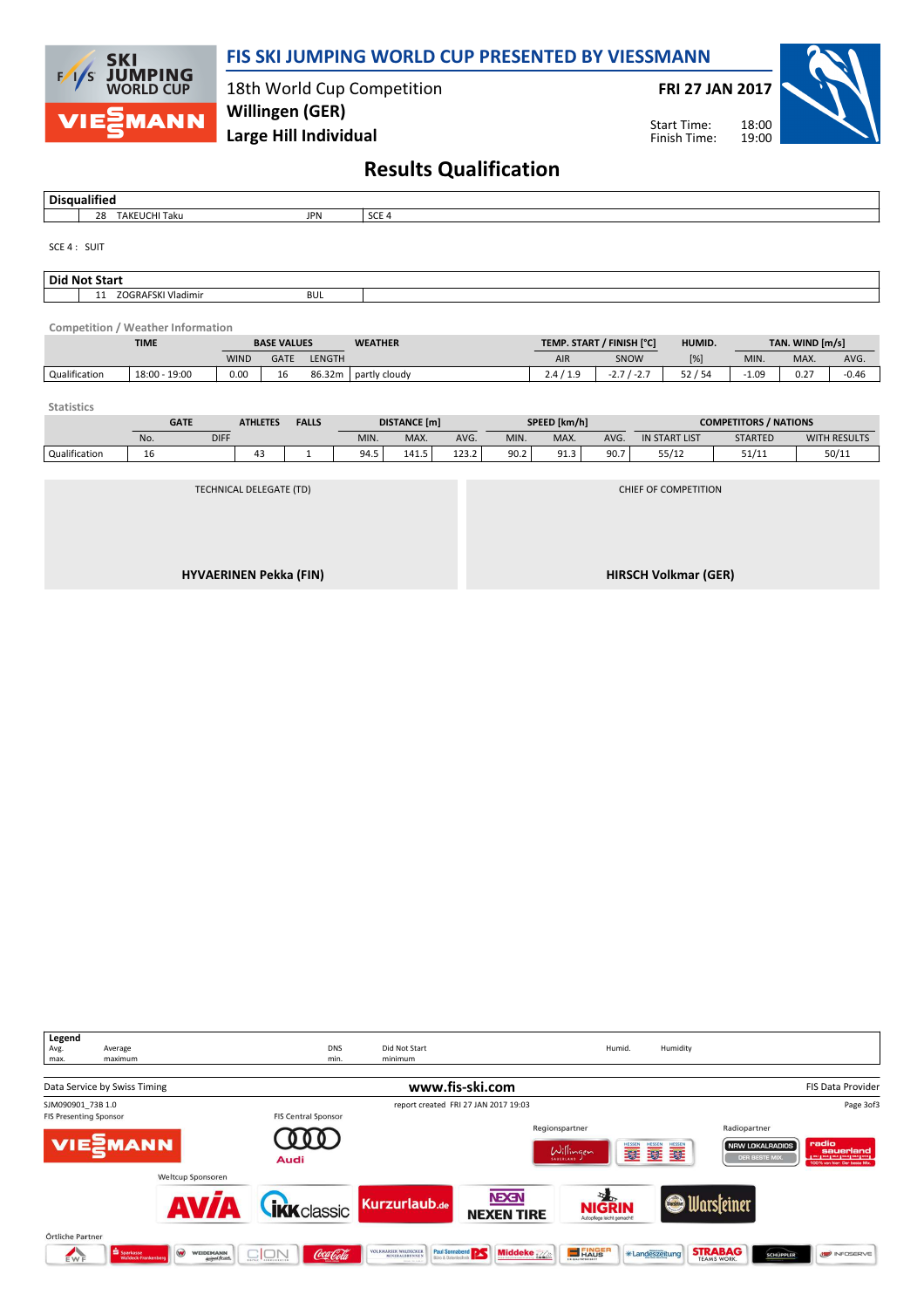# FIS SKI JUMPING WORLD CUP PRESENTED BY VIESSMANN

18th World Cup Competition
**Willingen (GER)**
**Large Hill Individual**

**FRI 27 JAN 2017**

Start Time: 18:00
Finish Time: 19:00

## Results Qualification

| Disqualified | | | |
|---|---|---|---|
| 28 | TAKEUCHI Taku | JPN | SCE 4 |

SCE 4 : SUIT

| Did Not Start | | | |
|---|---|---|---|
| 11 | ZOGRAFSKI Vladimir | BUL | |

### Competition / Weather Information

| | TIME | BASE VALUES | | | WEATHER | TEMP. START / FINISH [°C] | | HUMID. | TAN. WIND [m/s] | | |
|---|---|---|---|---|---|---|---|---|---|---|---|
| | | WIND | GATE | LENGTH | | AIR | SNOW | [%] | MIN. | MAX. | AVG. |
| Qualification | 18:00 - 19:00 | 0.00 | 16 | 86.32m | partly cloudy | 2.4 / 1.9 | -2.7 / -2.7 | 52 / 54 | -1.09 | 0.27 | -0.46 |

### Statistics

| | GATE | | ATHLETES | FALLS | DISTANCE [m] | | | SPEED [km/h] | | | COMPETITORS / NATIONS | | |
|---|---|---|---|---|---|---|---|---|---|---|---|---|---|
| | No. | DIFF | | | MIN. | MAX. | AVG. | MIN. | MAX. | AVG. | IN START LIST | STARTED | WITH RESULTS |
| Qualification | 16 | | 43 | 1 | 94.5 | 141.5 | 123.2 | 90.2 | 91.3 | 90.7 | 55/12 | 51/11 | 50/11 |

| TECHNICAL DELEGATE (TD) | CHIEF OF COMPETITION |
|---|---|
| **HYVAERINEN Pekka (FIN)** | **HIRSCH Volkmar (GER)** |

| Legend | | | | | |
|---|---|---|---|---|---|
| Avg. | Average | DNS | Did Not Start | Humid. | Humidity |
| max. | maximum | min. | minimum | | |

Data Service by Swiss Timing — www.fis-ski.com — FIS Data Provider

SJM090901_73B 1.0 — report created FRI 27 JAN 2017 19:03